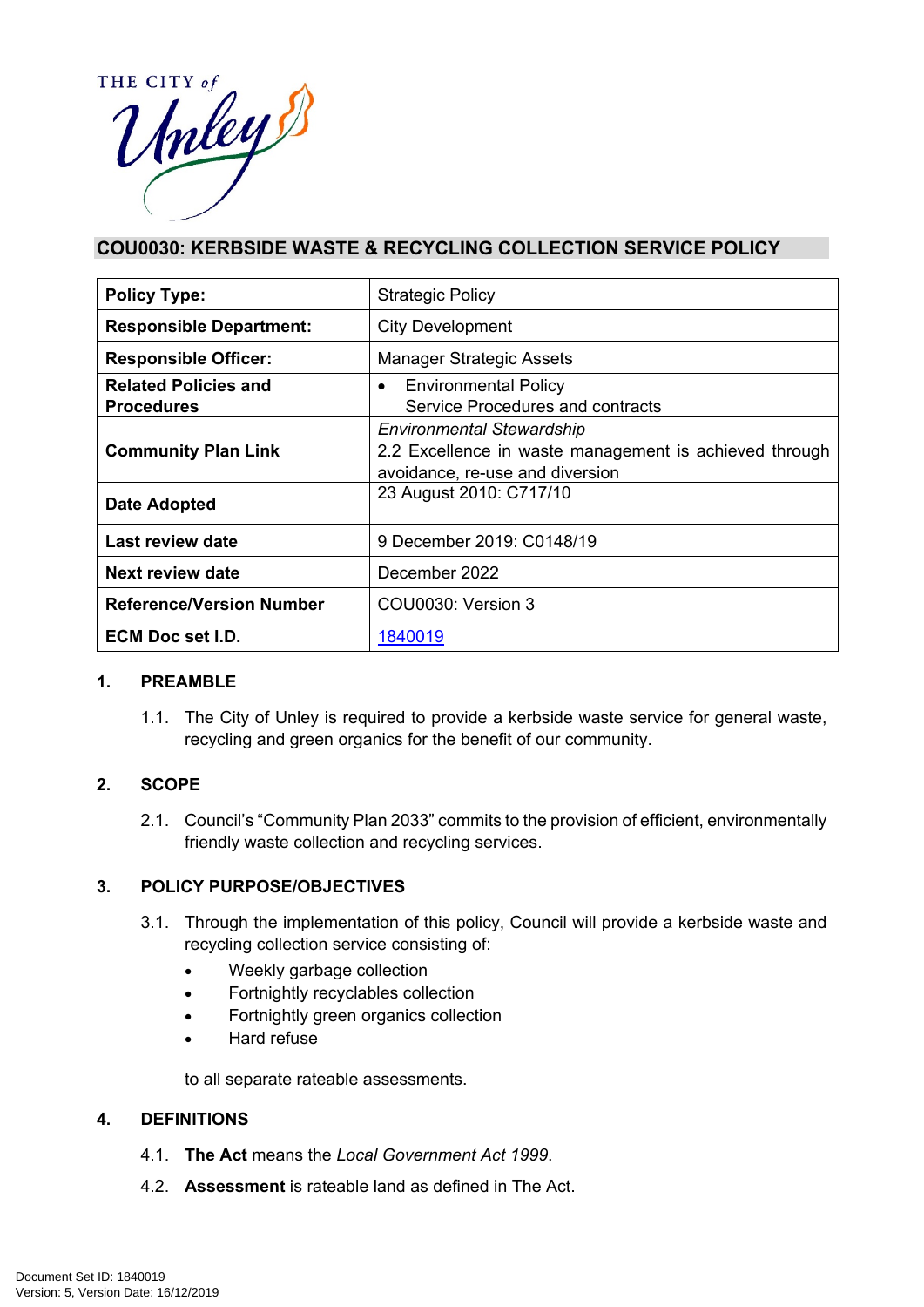THE CITY of Unley

# COU0030: KERBSIDE WASTE & RECYCLING COLLECTION SERVICE POLICY

| | |
|---|---|
| **Policy Type:** | Strategic Policy |
| **Responsible Department:** | City Development |
| **Responsible Officer:** | Manager Strategic Assets |
| **Related Policies and Procedures** | • Environmental Policy<br>Service Procedures and contracts |
| **Community Plan Link** | *Environmental Stewardship*<br>2.2 Excellence in waste management is achieved through avoidance, re-use and diversion |
| **Date Adopted** | 23 August 2010: C717/10 |
| **Last review date** | 9 December 2019: C0148/19 |
| **Next review date** | December 2022 |
| **Reference/Version Number** | COU0030: Version 3 |
| **ECM Doc set I.D.** | 1840019 |

## 1. PREAMBLE

1.1. The City of Unley is required to provide a kerbside waste service for general waste, recycling and green organics for the benefit of our community.

## 2. SCOPE

2.1. Council's "Community Plan 2033" commits to the provision of efficient, environmentally friendly waste collection and recycling services.

## 3. POLICY PURPOSE/OBJECTIVES

3.1. Through the implementation of this policy, Council will provide a kerbside waste and recycling collection service consisting of:

- Weekly garbage collection
- Fortnightly recyclables collection
- Fortnightly green organics collection
- Hard refuse

to all separate rateable assessments.

## 4. DEFINITIONS

4.1. **The Act** means the *Local Government Act 1999.*

4.2. **Assessment** is rateable land as defined in The Act.

Document Set ID: 1840019
Version: 5, Version Date: 16/12/2019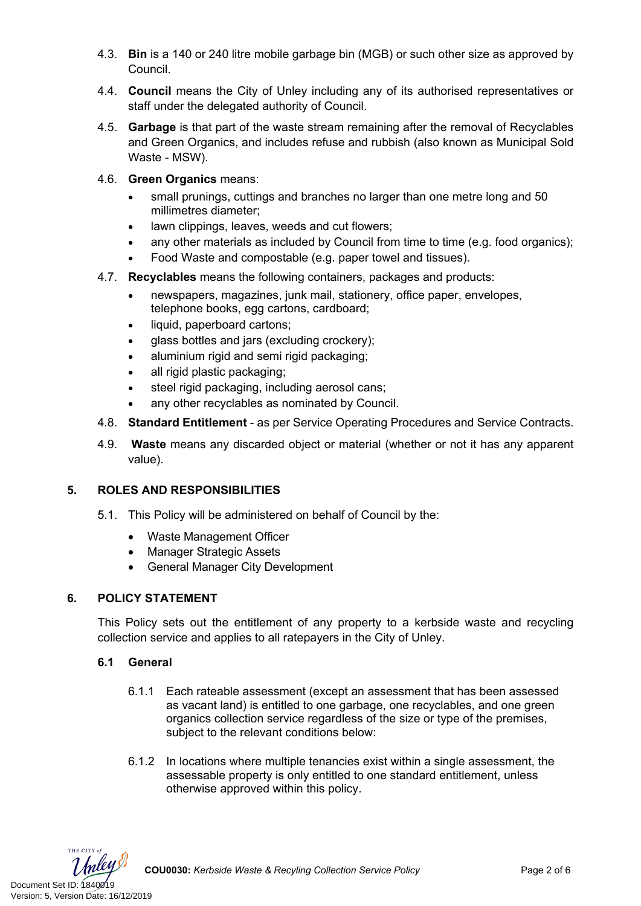4.3. **Bin** is a 140 or 240 litre mobile garbage bin (MGB) or such other size as approved by Council.

4.4. **Council** means the City of Unley including any of its authorised representatives or staff under the delegated authority of Council.

4.5. **Garbage** is that part of the waste stream remaining after the removal of Recyclables and Green Organics, and includes refuse and rubbish (also known as Municipal Sold Waste - MSW).

4.6. **Green Organics** means:

- small prunings, cuttings and branches no larger than one metre long and 50 millimetres diameter;
- lawn clippings, leaves, weeds and cut flowers;
- any other materials as included by Council from time to time (e.g. food organics);
- Food Waste and compostable (e.g. paper towel and tissues).

4.7. **Recyclables** means the following containers, packages and products:

- newspapers, magazines, junk mail, stationery, office paper, envelopes, telephone books, egg cartons, cardboard;
- liquid, paperboard cartons;
- glass bottles and jars (excluding crockery);
- aluminium rigid and semi rigid packaging;
- all rigid plastic packaging;
- steel rigid packaging, including aerosol cans;
- any other recyclables as nominated by Council.

4.8. **Standard Entitlement** - as per Service Operating Procedures and Service Contracts.

4.9. **Waste** means any discarded object or material (whether or not it has any apparent value).

## 5. ROLES AND RESPONSIBILITIES

5.1. This Policy will be administered on behalf of Council by the:

- Waste Management Officer
- Manager Strategic Assets
- General Manager City Development

## 6. POLICY STATEMENT

This Policy sets out the entitlement of any property to a kerbside waste and recycling collection service and applies to all ratepayers in the City of Unley.

### 6.1 General

6.1.1 Each rateable assessment (except an assessment that has been assessed as vacant land) is entitled to one garbage, one recyclables, and one green organics collection service regardless of the size or type of the premises, subject to the relevant conditions below:

6.1.2 In locations where multiple tenancies exist within a single assessment, the assessable property is only entitled to one standard entitlement, unless otherwise approved within this policy.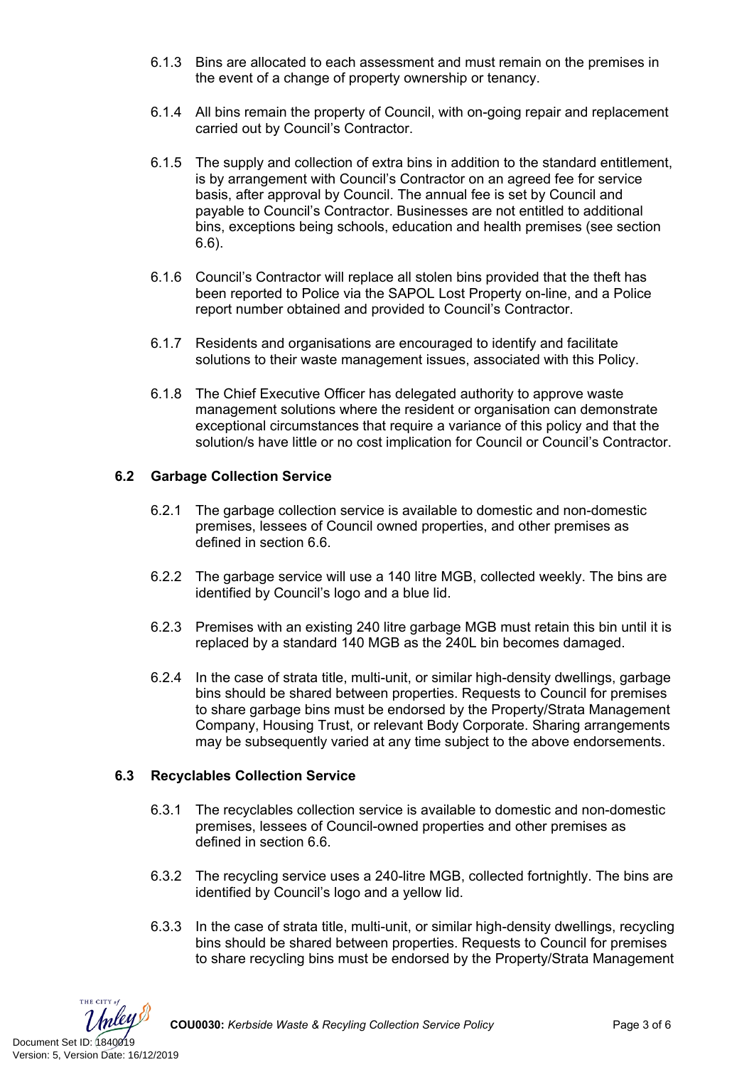6.1.3 Bins are allocated to each assessment and must remain on the premises in the event of a change of property ownership or tenancy.

6.1.4 All bins remain the property of Council, with on-going repair and replacement carried out by Council's Contractor.

6.1.5 The supply and collection of extra bins in addition to the standard entitlement, is by arrangement with Council's Contractor on an agreed fee for service basis, after approval by Council. The annual fee is set by Council and payable to Council's Contractor. Businesses are not entitled to additional bins, exceptions being schools, education and health premises (see section 6.6).

6.1.6 Council's Contractor will replace all stolen bins provided that the theft has been reported to Police via the SAPOL Lost Property on-line, and a Police report number obtained and provided to Council's Contractor.

6.1.7 Residents and organisations are encouraged to identify and facilitate solutions to their waste management issues, associated with this Policy.

6.1.8 The Chief Executive Officer has delegated authority to approve waste management solutions where the resident or organisation can demonstrate exceptional circumstances that require a variance of this policy and that the solution/s have little or no cost implication for Council or Council's Contractor.

### 6.2 Garbage Collection Service

6.2.1 The garbage collection service is available to domestic and non-domestic premises, lessees of Council owned properties, and other premises as defined in section 6.6.

6.2.2 The garbage service will use a 140 litre MGB, collected weekly. The bins are identified by Council's logo and a blue lid.

6.2.3 Premises with an existing 240 litre garbage MGB must retain this bin until it is replaced by a standard 140 MGB as the 240L bin becomes damaged.

6.2.4 In the case of strata title, multi-unit, or similar high-density dwellings, garbage bins should be shared between properties. Requests to Council for premises to share garbage bins must be endorsed by the Property/Strata Management Company, Housing Trust, or relevant Body Corporate. Sharing arrangements may be subsequently varied at any time subject to the above endorsements.

### 6.3 Recyclables Collection Service

6.3.1 The recyclables collection service is available to domestic and non-domestic premises, lessees of Council-owned properties and other premises as defined in section 6.6.

6.3.2 The recycling service uses a 240-litre MGB, collected fortnightly. The bins are identified by Council's logo and a yellow lid.

6.3.3 In the case of strata title, multi-unit, or similar high-density dwellings, recycling bins should be shared between properties. Requests to Council for premises to share recycling bins must be endorsed by the Property/Strata Management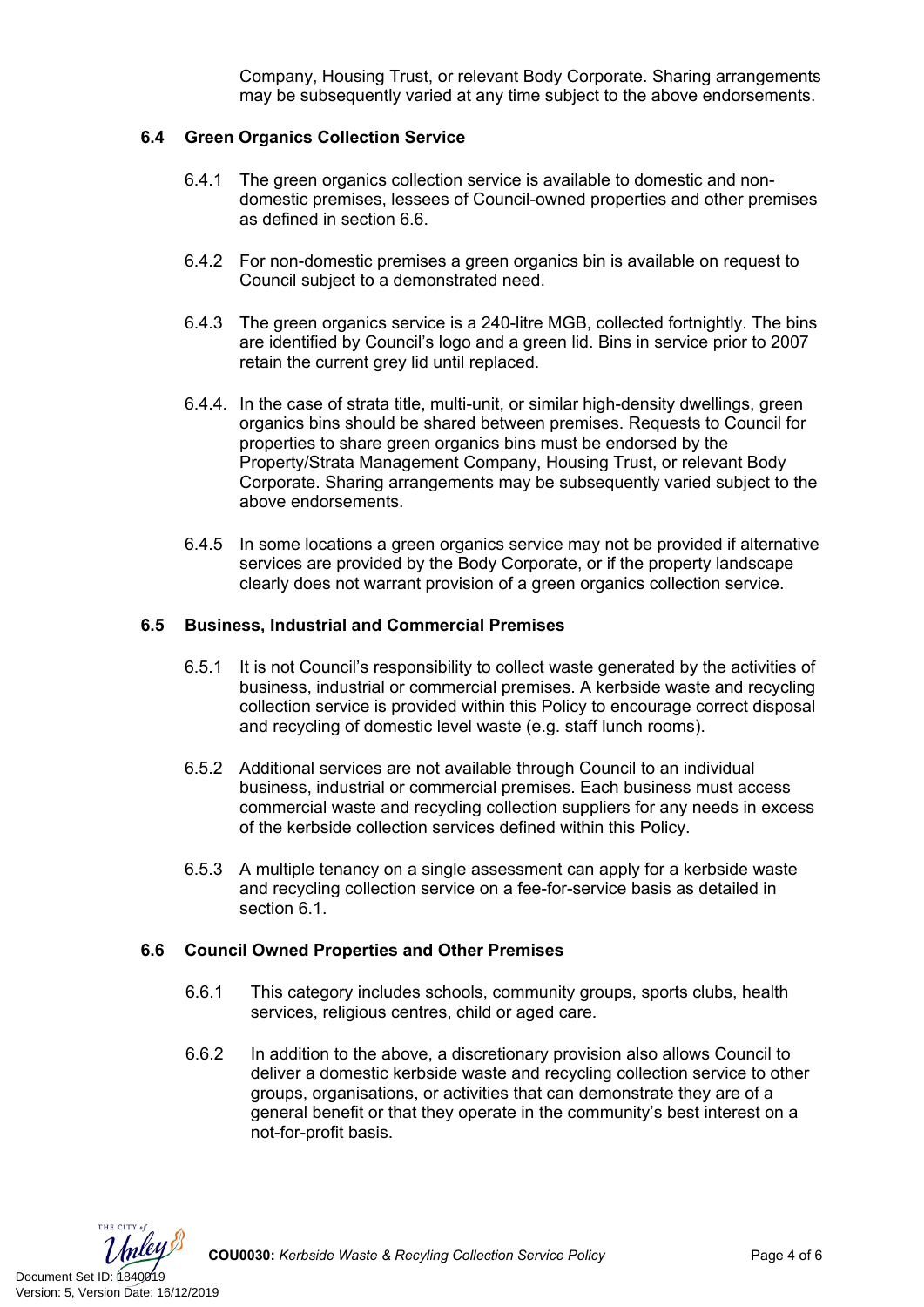Company, Housing Trust, or relevant Body Corporate. Sharing arrangements may be subsequently varied at any time subject to the above endorsements.

### 6.4 Green Organics Collection Service

6.4.1 The green organics collection service is available to domestic and non-domestic premises, lessees of Council-owned properties and other premises as defined in section 6.6.

6.4.2 For non-domestic premises a green organics bin is available on request to Council subject to a demonstrated need.

6.4.3 The green organics service is a 240-litre MGB, collected fortnightly. The bins are identified by Council's logo and a green lid. Bins in service prior to 2007 retain the current grey lid until replaced.

6.4.4. In the case of strata title, multi-unit, or similar high-density dwellings, green organics bins should be shared between premises. Requests to Council for properties to share green organics bins must be endorsed by the Property/Strata Management Company, Housing Trust, or relevant Body Corporate. Sharing arrangements may be subsequently varied subject to the above endorsements.

6.4.5 In some locations a green organics service may not be provided if alternative services are provided by the Body Corporate, or if the property landscape clearly does not warrant provision of a green organics collection service.

### 6.5 Business, Industrial and Commercial Premises

6.5.1 It is not Council's responsibility to collect waste generated by the activities of business, industrial or commercial premises. A kerbside waste and recycling collection service is provided within this Policy to encourage correct disposal and recycling of domestic level waste (e.g. staff lunch rooms).

6.5.2 Additional services are not available through Council to an individual business, industrial or commercial premises. Each business must access commercial waste and recycling collection suppliers for any needs in excess of the kerbside collection services defined within this Policy.

6.5.3 A multiple tenancy on a single assessment can apply for a kerbside waste and recycling collection service on a fee-for-service basis as detailed in section 6.1.

### 6.6 Council Owned Properties and Other Premises

6.6.1 This category includes schools, community groups, sports clubs, health services, religious centres, child or aged care.

6.6.2 In addition to the above, a discretionary provision also allows Council to deliver a domestic kerbside waste and recycling collection service to other groups, organisations, or activities that can demonstrate they are of a general benefit or that they operate in the community's best interest on a not-for-profit basis.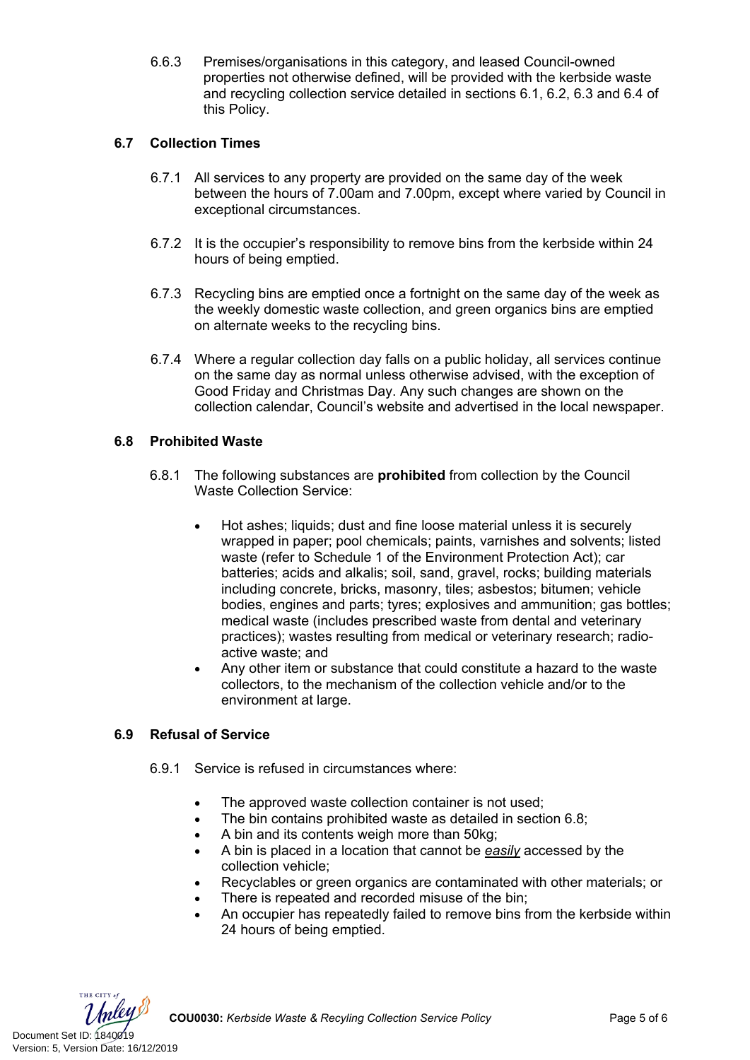6.6.3 Premises/organisations in this category, and leased Council-owned properties not otherwise defined, will be provided with the kerbside waste and recycling collection service detailed in sections 6.1, 6.2, 6.3 and 6.4 of this Policy.

### 6.7 Collection Times

6.7.1 All services to any property are provided on the same day of the week between the hours of 7.00am and 7.00pm, except where varied by Council in exceptional circumstances.

6.7.2 It is the occupier's responsibility to remove bins from the kerbside within 24 hours of being emptied.

6.7.3 Recycling bins are emptied once a fortnight on the same day of the week as the weekly domestic waste collection, and green organics bins are emptied on alternate weeks to the recycling bins.

6.7.4 Where a regular collection day falls on a public holiday, all services continue on the same day as normal unless otherwise advised, with the exception of Good Friday and Christmas Day. Any such changes are shown on the collection calendar, Council's website and advertised in the local newspaper.

### 6.8 Prohibited Waste

6.8.1 The following substances are **prohibited** from collection by the Council Waste Collection Service:

- Hot ashes; liquids; dust and fine loose material unless it is securely wrapped in paper; pool chemicals; paints, varnishes and solvents; listed waste (refer to Schedule 1 of the Environment Protection Act); car batteries; acids and alkalis; soil, sand, gravel, rocks; building materials including concrete, bricks, masonry, tiles; asbestos; bitumen; vehicle bodies, engines and parts; tyres; explosives and ammunition; gas bottles; medical waste (includes prescribed waste from dental and veterinary practices); wastes resulting from medical or veterinary research; radio-active waste; and
- Any other item or substance that could constitute a hazard to the waste collectors, to the mechanism of the collection vehicle and/or to the environment at large.

### 6.9 Refusal of Service

6.9.1 Service is refused in circumstances where:

- The approved waste collection container is not used;
- The bin contains prohibited waste as detailed in section 6.8;
- A bin and its contents weigh more than 50kg;
- A bin is placed in a location that cannot be *easily* accessed by the collection vehicle;
- Recyclables or green organics are contaminated with other materials; or
- There is repeated and recorded misuse of the bin;
- An occupier has repeatedly failed to remove bins from the kerbside within 24 hours of being emptied.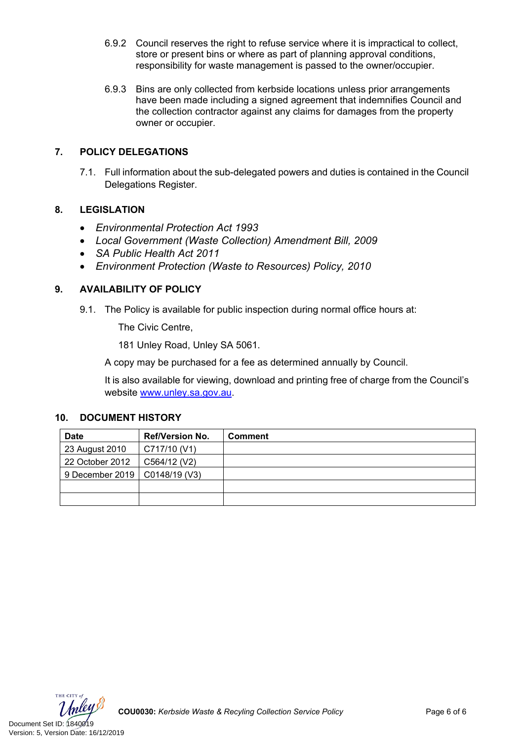6.9.2 Council reserves the right to refuse service where it is impractical to collect, store or present bins or where as part of planning approval conditions, responsibility for waste management is passed to the owner/occupier.

6.9.3 Bins are only collected from kerbside locations unless prior arrangements have been made including a signed agreement that indemnifies Council and the collection contractor against any claims for damages from the property owner or occupier.

## 7. POLICY DELEGATIONS

7.1. Full information about the sub-delegated powers and duties is contained in the Council Delegations Register.

## 8. LEGISLATION

- *Environmental Protection Act 1993*
- *Local Government (Waste Collection) Amendment Bill, 2009*
- *SA Public Health Act 2011*
- *Environment Protection (Waste to Resources) Policy, 2010*

## 9. AVAILABILITY OF POLICY

9.1. The Policy is available for public inspection during normal office hours at:

The Civic Centre,

181 Unley Road, Unley SA 5061.

A copy may be purchased for a fee as determined annually by Council.

It is also available for viewing, download and printing free of charge from the Council's website www.unley.sa.gov.au.

## 10. DOCUMENT HISTORY

| Date | Ref/Version No. | Comment |
|---|---|---|
| 23 August 2010 | C717/10 (V1) | |
| 22 October 2012 | C564/12 (V2) | |
| 9 December 2019 | C0148/19 (V3) | |
| | | |
| | | |

Document Set ID: 1840019
Version: 5, Version Date: 16/12/2019